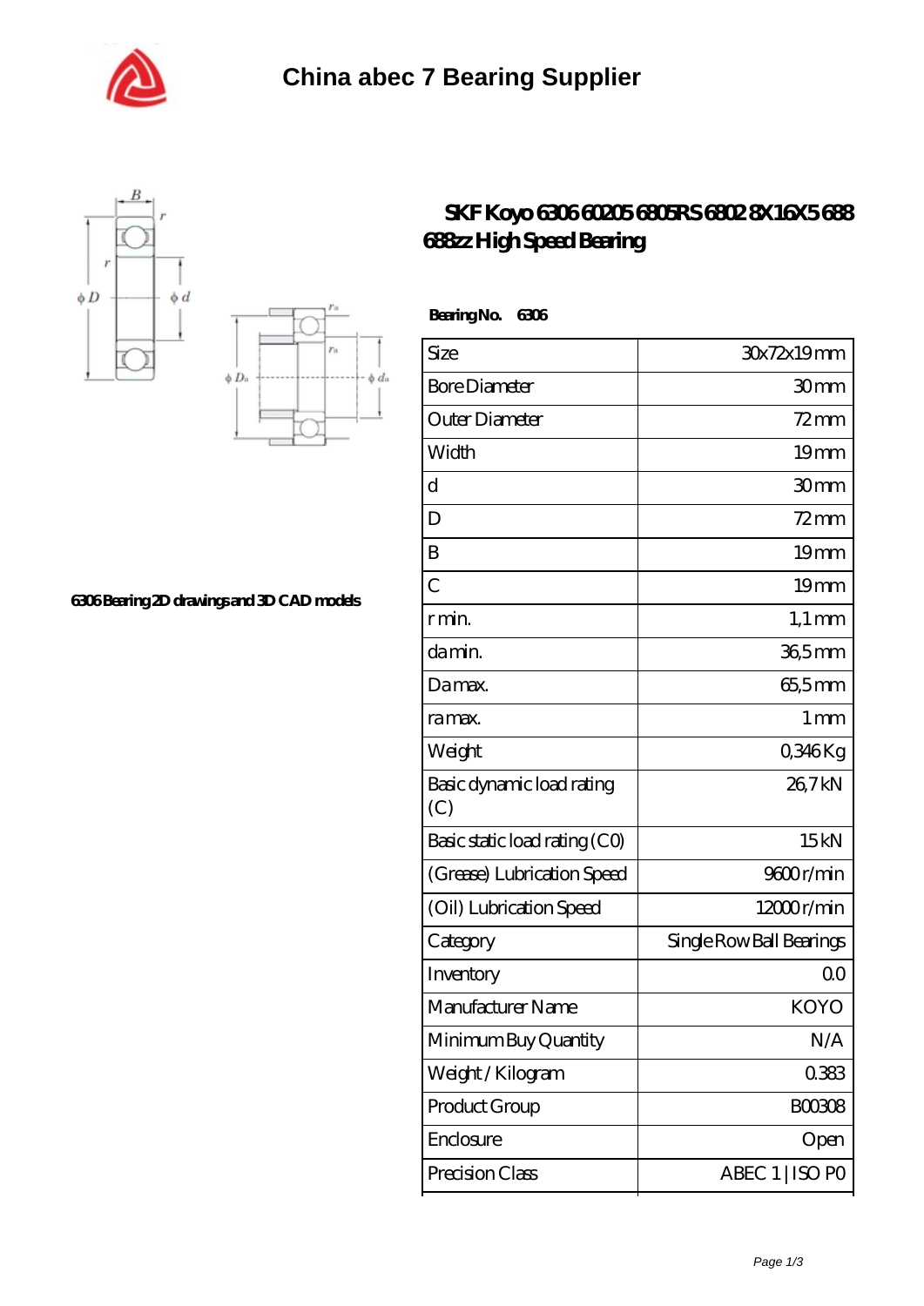# China abec 7 Bearing Supplier

## SKF Koyo 6306 60205 6805RS 6802 8X16X5 688 688zz High Speed Bearing

**6306 Bearing 2D drawings and 3D CAD models**

**Bearing No. 6306**

| Size | 30x72x19 mm |
|---|---|
| Bore Diameter | 30 mm |
| Outer Diameter | 72 mm |
| Width | 19 mm |
| d | 30 mm |
| D | 72 mm |
| B | 19 mm |
| C | 19 mm |
| r min. | 1,1 mm |
| da min. | 36,5 mm |
| Da max. | 65,5 mm |
| ra max. | 1 mm |
| Weight | 0,346 Kg |
| Basic dynamic load rating (C) | 26,7 kN |
| Basic static load rating (C0) | 15 kN |
| (Grease) Lubrication Speed | 9600 r/min |
| (Oil) Lubrication Speed | 12000 r/min |
| Category | Single Row Ball Bearings |
| Inventory | 0.0 |
| Manufacturer Name | KOYO |
| Minimum Buy Quantity | N/A |
| Weight / Kilogram | 0.383 |
| Product Group | B00308 |
| Enclosure | Open |
| Precision Class | ABEC 1 \| ISO P0 |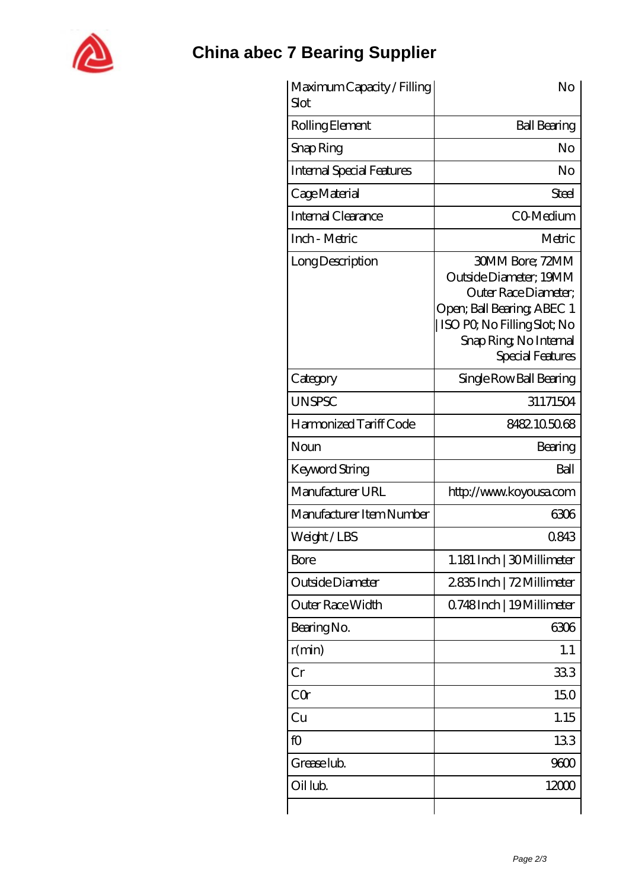# China abec 7 Bearing Supplier

| Maximum Capacity / Filling Slot | No |
|---|---|
| Rolling Element | Ball Bearing |
| Snap Ring | No |
| Internal Special Features | No |
| Cage Material | Steel |
| Internal Clearance | C0-Medium |
| Inch - Metric | Metric |
| Long Description | 30MM Bore; 72MM Outside Diameter; 19MM Outer Race Diameter; Open; Ball Bearing; ABEC 1 \| ISO P0; No Filling Slot; No Snap Ring; No Internal Special Features |
| Category | Single Row Ball Bearing |
| UNSPSC | 31171504 |
| Harmonized Tariff Code | 8482.10.50.68 |
| Noun | Bearing |
| Keyword String | Ball |
| Manufacturer URL | http://www.koyousa.com |
| Manufacturer Item Number | 6306 |
| Weight / LBS | 0.843 |
| Bore | 1.181 Inch \| 30 Millimeter |
| Outside Diameter | 2.835 Inch \| 72 Millimeter |
| Outer Race Width | 0.748 Inch \| 19 Millimeter |
| Bearing No. | 6306 |
| r(min) | 1.1 |
| Cr | 33.3 |
| C0r | 15.0 |
| Cu | 1.15 |
| f0 | 13.3 |
| Grease lub. | 9600 |
| Oil lub. | 12000 |
| | |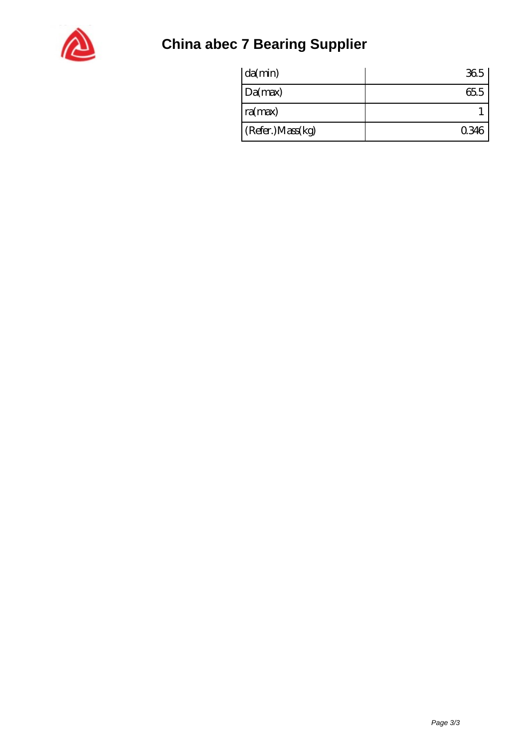| | |
|---|---|
| da(min) | 36.5 |
| Da(max) | 65.5 |
| ra(max) | 1 |
| (Refer.)Mass(kg) | 0.346 |